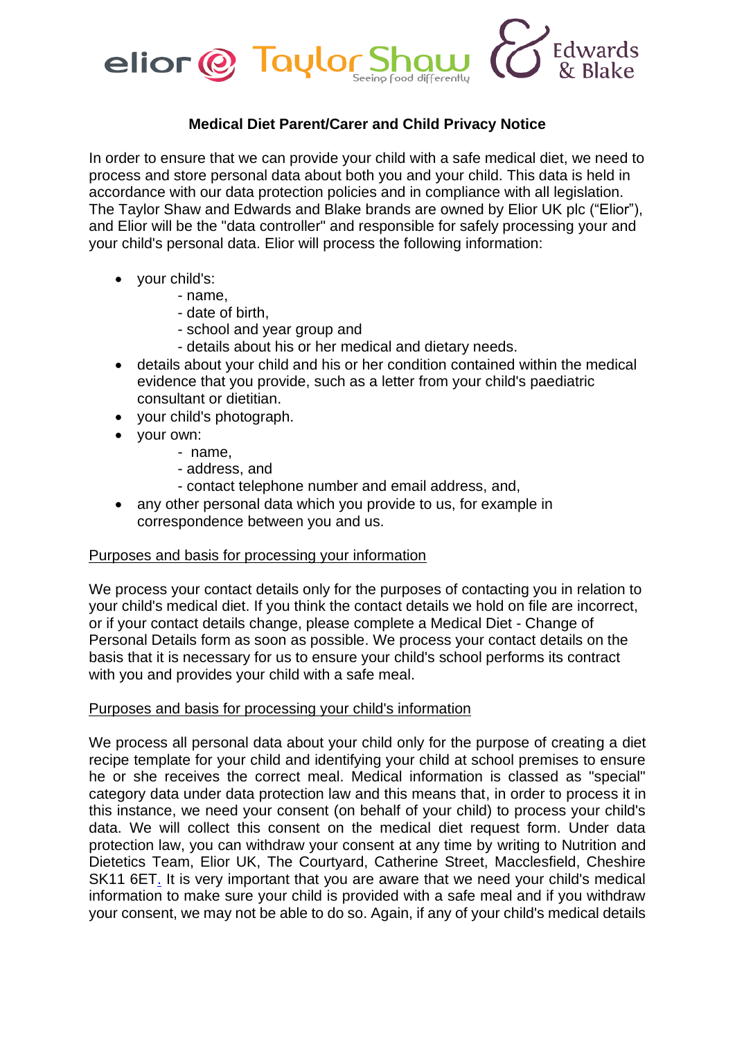# Medical Diet Parent/Carer and Child Privacy Notice

In order to ensure that we can provide your child with a safe medical diet, we need to process and store personal data about both you and your child. This data is held in accordance with our data protection policies and in compliance with all legislation. The Taylor Shaw and Edwards and Blake brands are owned by Elior UK plc ("Elior"), and Elior will be the "data controller" and responsible for safely processing your and your child's personal data. Elior will process the following information:

- your child's:
  - name,
  - date of birth,
  - school and year group and
  - details about his or her medical and dietary needs.
- details about your child and his or her condition contained within the medical evidence that you provide, such as a letter from your child's paediatric consultant or dietitian.
- your child's photograph.
- your own:
  - name,
  - address, and
  - contact telephone number and email address, and,
- any other personal data which you provide to us, for example in correspondence between you and us.

<u>Purposes and basis for processing your information</u>

We process your contact details only for the purposes of contacting you in relation to your child's medical diet. If you think the contact details we hold on file are incorrect, or if your contact details change, please complete a Medical Diet - Change of Personal Details form as soon as possible. We process your contact details on the basis that it is necessary for us to ensure your child's school performs its contract with you and provides your child with a safe meal.

<u>Purposes and basis for processing your child's information</u>

We process all personal data about your child only for the purpose of creating a diet recipe template for your child and identifying your child at school premises to ensure he or she receives the correct meal. Medical information is classed as "special" category data under data protection law and this means that, in order to process it in this instance, we need your consent (on behalf of your child) to process your child's data. We will collect this consent on the medical diet request form. Under data protection law, you can withdraw your consent at any time by writing to Nutrition and Dietetics Team, Elior UK, The Courtyard, Catherine Street, Macclesfield, Cheshire SK11 6ET. It is very important that you are aware that we need your child's medical information to make sure your child is provided with a safe meal and if you withdraw your consent, we may not be able to do so. Again, if any of your child's medical details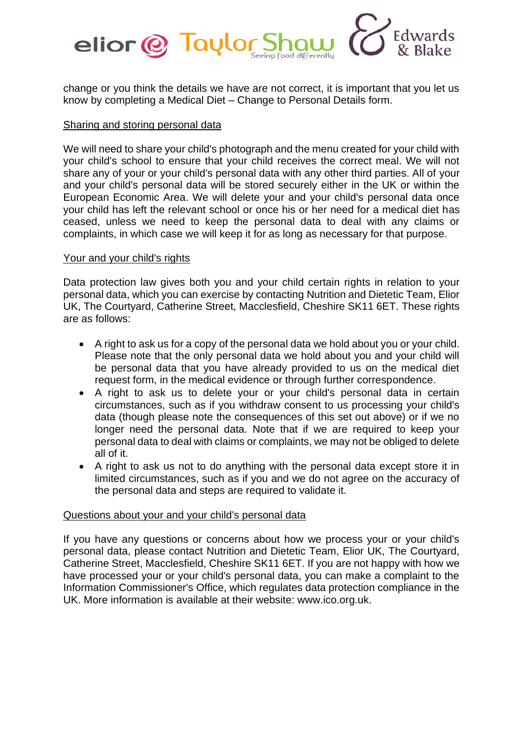change or you think the details we have are not correct, it is important that you let us know by completing a Medical Diet – Change to Personal Details form.

Sharing and storing personal data

We will need to share your child's photograph and the menu created for your child with your child's school to ensure that your child receives the correct meal. We will not share any of your or your child's personal data with any other third parties. All of your and your child's personal data will be stored securely either in the UK or within the European Economic Area. We will delete your and your child's personal data once your child has left the relevant school or once his or her need for a medical diet has ceased, unless we need to keep the personal data to deal with any claims or complaints, in which case we will keep it for as long as necessary for that purpose.

Your and your child's rights

Data protection law gives both you and your child certain rights in relation to your personal data, which you can exercise by contacting Nutrition and Dietetic Team, Elior UK, The Courtyard, Catherine Street, Macclesfield, Cheshire SK11 6ET. These rights are as follows:

- A right to ask us for a copy of the personal data we hold about you or your child. Please note that the only personal data we hold about you and your child will be personal data that you have already provided to us on the medical diet request form, in the medical evidence or through further correspondence.
- A right to ask us to delete your or your child's personal data in certain circumstances, such as if you withdraw consent to us processing your child's data (though please note the consequences of this set out above) or if we no longer need the personal data. Note that if we are required to keep your personal data to deal with claims or complaints, we may not be obliged to delete all of it.
- A right to ask us not to do anything with the personal data except store it in limited circumstances, such as if you and we do not agree on the accuracy of the personal data and steps are required to validate it.

Questions about your and your child's personal data

If you have any questions or concerns about how we process your or your child's personal data, please contact Nutrition and Dietetic Team, Elior UK, The Courtyard, Catherine Street, Macclesfield, Cheshire SK11 6ET. If you are not happy with how we have processed your or your child's personal data, you can make a complaint to the Information Commissioner's Office, which regulates data protection compliance in the UK. More information is available at their website: www.ico.org.uk.